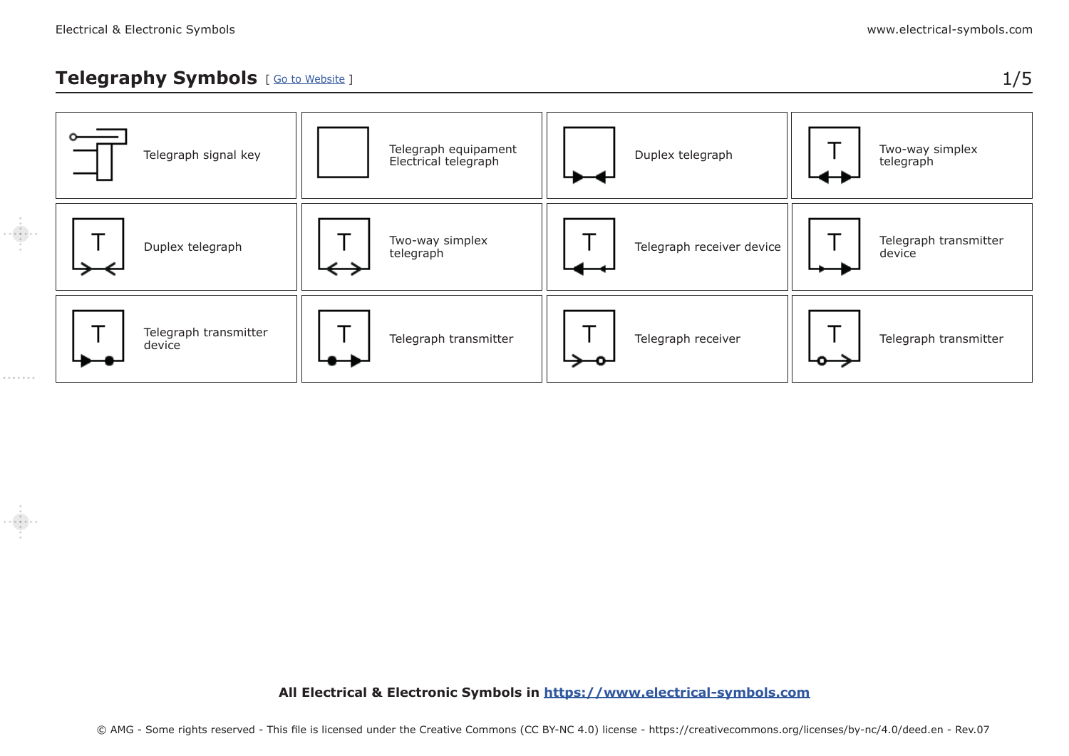## Telegraphy Symbols [ Go to Website ]

| | | | |
|---|---|---|---|
| Telegraph signal key | Telegraph equipament Electrical telegraph | Duplex telegraph | Two-way simplex telegraph |
| Duplex telegraph | Two-way simplex telegraph | Telegraph receiver device | Telegraph transmitter device |
| Telegraph transmitter device | Telegraph transmitter | Telegraph receiver | Telegraph transmitter |

**All Electrical & Electronic Symbols in https://www.electrical-symbols.com**

© AMG - Some rights reserved - This file is licensed under the Creative Commons (CC BY-NC 4.0) license - https://creativecommons.org/licenses/by-nc/4.0/deed.en - Rev.07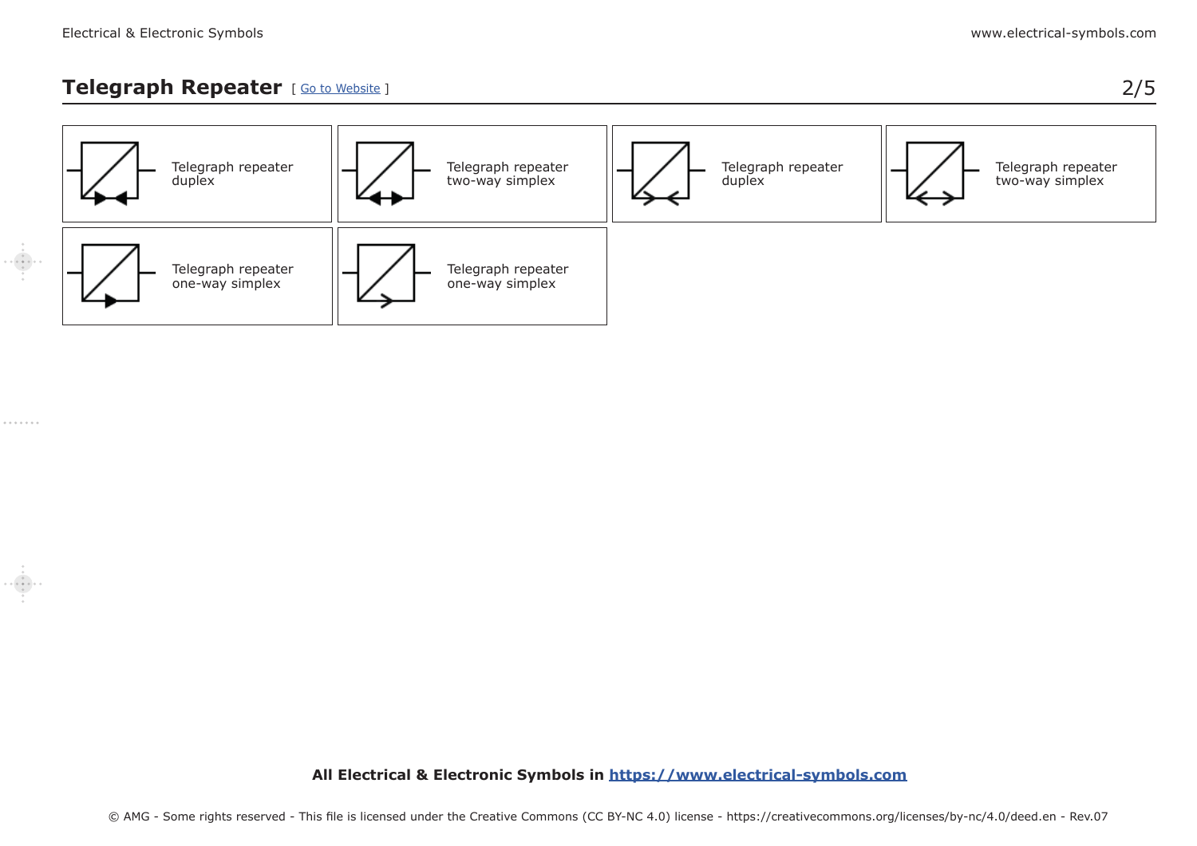## Telegraph Repeater [ Go to Website ]

Telegraph repeater duplex

Telegraph repeater two-way simplex

Telegraph repeater duplex

Telegraph repeater two-way simplex

Telegraph repeater one-way simplex

Telegraph repeater one-way simplex

**All Electrical & Electronic Symbols in https://www.electrical-symbols.com**

© AMG - Some rights reserved - This file is licensed under the Creative Commons (CC BY-NC 4.0) license - https://creativecommons.org/licenses/by-nc/4.0/deed.en - Rev.07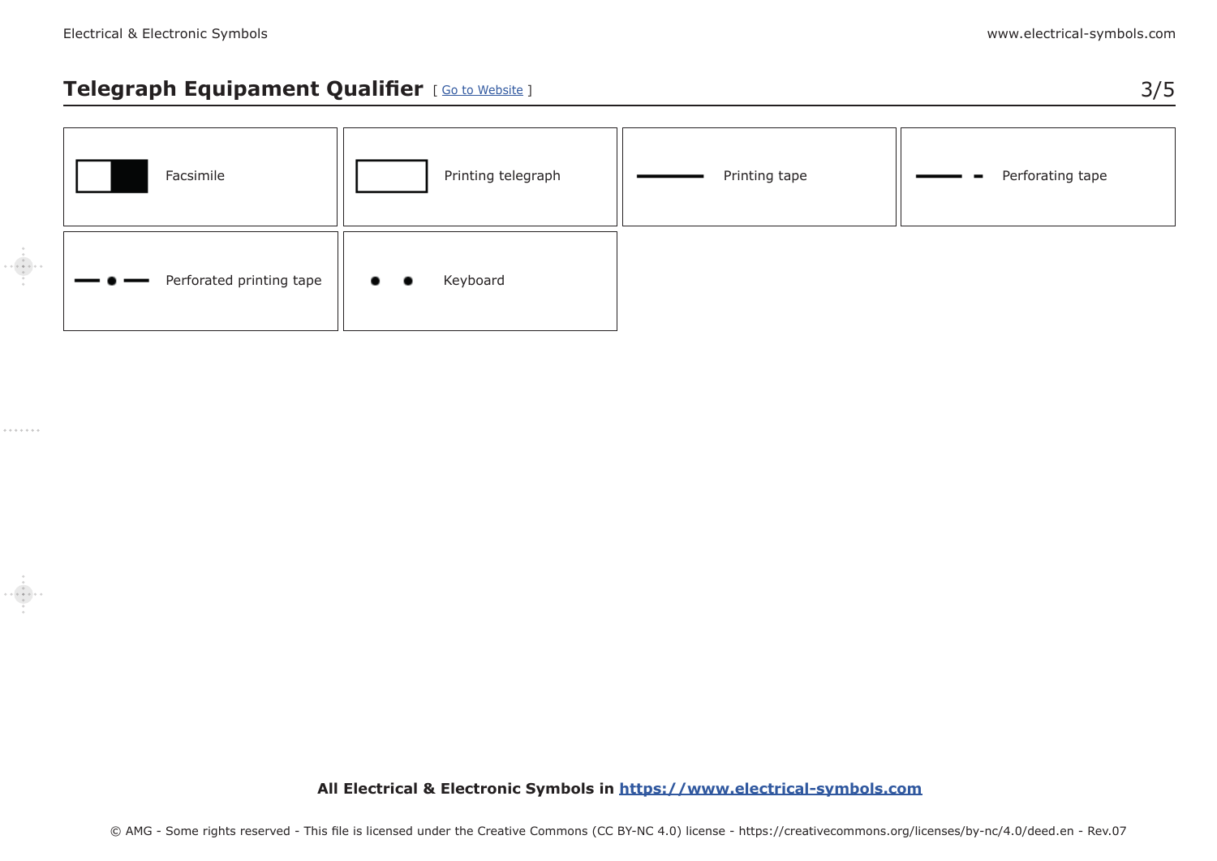## Telegraph Equipament Qualifier [ Go to Website ]

| | |
|---|---|
| Facsimile | Printing telegraph |
| Printing tape | Perforating tape |
| Perforated printing tape | Keyboard |

**All Electrical & Electronic Symbols in https://www.electrical-symbols.com**

© AMG - Some rights reserved - This file is licensed under the Creative Commons (CC BY-NC 4.0) license - https://creativecommons.org/licenses/by-nc/4.0/deed.en - Rev.07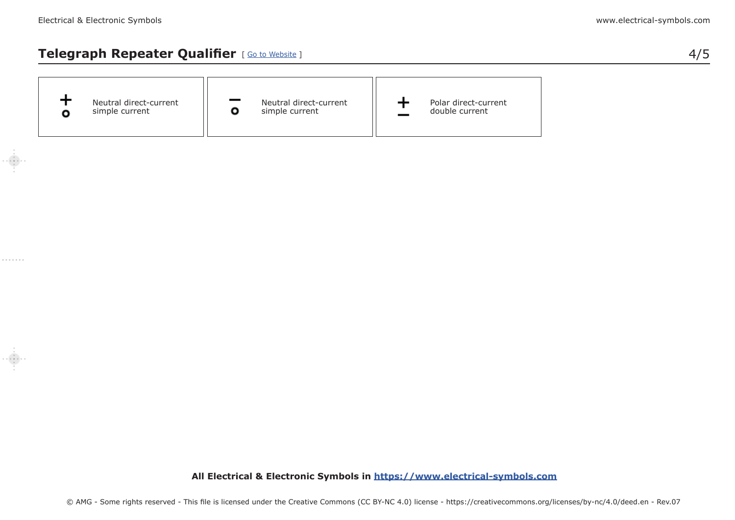## Telegraph Repeater Qualifier [ Go to Website ]

| Symbol | Description |
| --- | --- |
| + ∘ | Neutral direct-current simple current |
| − ∘ | Neutral direct-current simple current |
| ± | Polar direct-current double current |

**All Electrical & Electronic Symbols in https://www.electrical-symbols.com**

© AMG - Some rights reserved - This file is licensed under the Creative Commons (CC BY-NC 4.0) license - https://creativecommons.org/licenses/by-nc/4.0/deed.en - Rev.07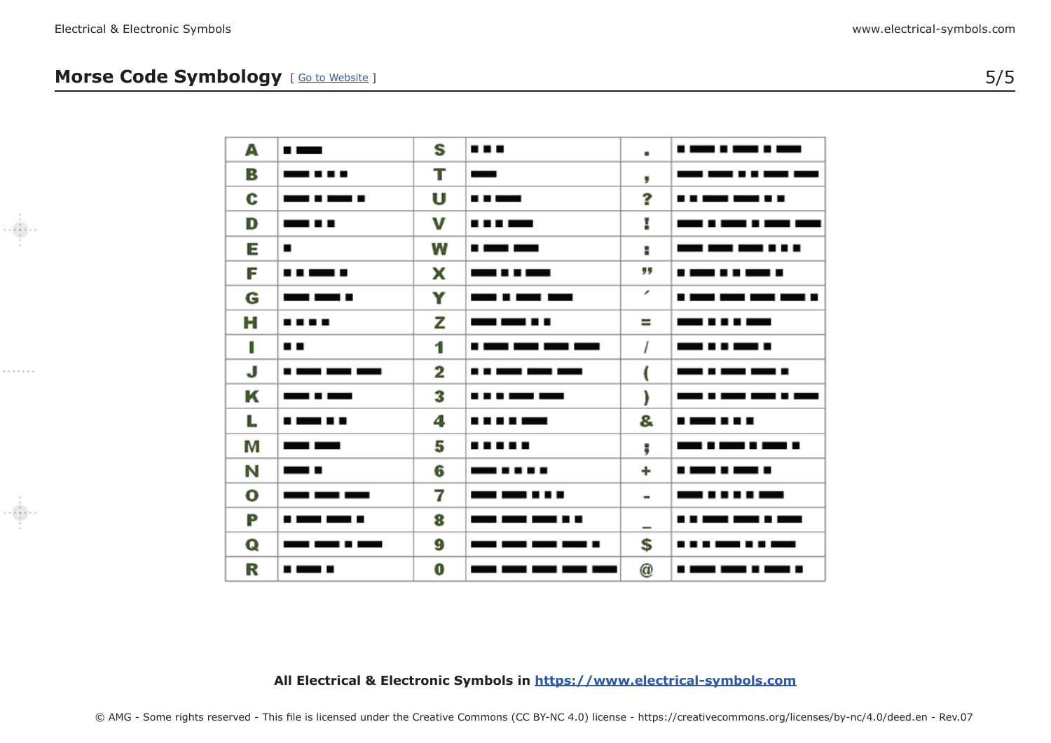## Morse Code Symbology [ Go to Website ]

| | | | | | |
|---|---|---|---|---|---|
| A | . - | S | . . . | . | . - . - . - |
| B | - . . . | T | - | , | - - . . - - |
| C | - . - . | U | . . - | ? | . . - - . . |
| D | - . . | V | . . . - | ! | - . - . - - |
| E | . | W | . - - | : | - - - . . . |
| F | . . - . | X | - . . - | " | . - . . - . |
| G | - - . | Y | - . - - | ' | . - - - - . |
| H | . . . . | Z | - - . . | = | - . . . - |
| I | . . | 1 | . - - - - | / | - . . - . |
| J | . - - - | 2 | . . - - - | ( | - . - - . |
| K | - . - | 3 | . . . - - | ) | - . - - . - |
| L | . - . . | 4 | . . . . - | & | . - . . . |
| M | - - | 5 | . . . . . | ; | - . - . - . |
| N | - . | 6 | - . . . . | + | . - . - . |
| O | - - - | 7 | - - . . . | - | - . . . . - |
| P | . - - . | 8 | - - - . . | _ | . . - - . - |
| Q | - - . - | 9 | - - - - . | $ | . . . - . . - |
| R | . - . | 0 | - - - - - | @ | . - - . - . |

**All Electrical & Electronic Symbols in [https://www.electrical-symbols.com](https://www.electrical-symbols.com)**